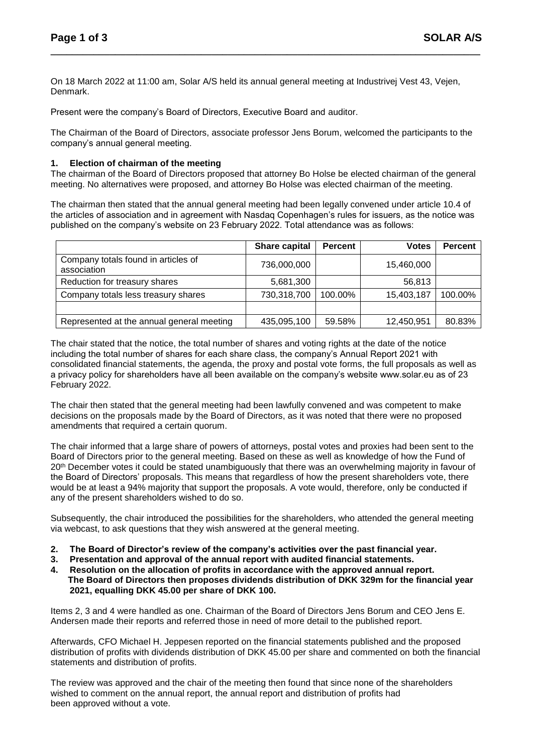On 18 March 2022 at 11:00 am, Solar A/S held its annual general meeting at Industrivej Vest 43, Vejen, Denmark.

Present were the company's Board of Directors, Executive Board and auditor.

The Chairman of the Board of Directors, associate professor Jens Borum, welcomed the participants to the company's annual general meeting.

### 1. Election of chairman of the meeting

The chairman of the Board of Directors proposed that attorney Bo Holse be elected chairman of the general meeting. No alternatives were proposed, and attorney Bo Holse was elected chairman of the meeting.

The chairman then stated that the annual general meeting had been legally convened under article 10.4 of the articles of association and in agreement with Nasdaq Copenhagen's rules for issuers, as the notice was published on the company's website on 23 February 2022. Total attendance was as follows:

| | Share capital | Percent | Votes | Percent |
|---|---|---|---|---|
| Company totals found in articles of association | 736,000,000 | | 15,460,000 | |
| Reduction for treasury shares | 5,681,300 | | 56,813 | |
| Company totals less treasury shares | 730,318,700 | 100.00% | 15,403,187 | 100.00% |
| | | | | |
| Represented at the annual general meeting | 435,095,100 | 59.58% | 12,450,951 | 80.83% |

The chair stated that the notice, the total number of shares and voting rights at the date of the notice including the total number of shares for each share class, the company's Annual Report 2021 with consolidated financial statements, the agenda, the proxy and postal vote forms, the full proposals as well as a privacy policy for shareholders have all been available on the company's website www.solar.eu as of 23 February 2022.

The chair then stated that the general meeting had been lawfully convened and was competent to make decisions on the proposals made by the Board of Directors, as it was noted that there were no proposed amendments that required a certain quorum.

The chair informed that a large share of powers of attorneys, postal votes and proxies had been sent to the Board of Directors prior to the general meeting. Based on these as well as knowledge of how the Fund of 20th December votes it could be stated unambiguously that there was an overwhelming majority in favour of the Board of Directors' proposals. This means that regardless of how the present shareholders vote, there would be at least a 94% majority that support the proposals. A vote would, therefore, only be conducted if any of the present shareholders wished to do so.

Subsequently, the chair introduced the possibilities for the shareholders, who attended the general meeting via webcast, to ask questions that they wish answered at the general meeting.

### 2. The Board of Director's review of the company's activities over the past financial year.
### 3. Presentation and approval of the annual report with audited financial statements.
### 4. Resolution on the allocation of profits in accordance with the approved annual report.

**The Board of Directors then proposes dividends distribution of DKK 329m for the financial year 2021, equalling DKK 45.00 per share of DKK 100.**

Items 2, 3 and 4 were handled as one. Chairman of the Board of Directors Jens Borum and CEO Jens E. Andersen made their reports and referred those in need of more detail to the published report.

Afterwards, CFO Michael H. Jeppesen reported on the financial statements published and the proposed distribution of profits with dividends distribution of DKK 45.00 per share and commented on both the financial statements and distribution of profits.

The review was approved and the chair of the meeting then found that since none of the shareholders wished to comment on the annual report, the annual report and distribution of profits had been approved without a vote.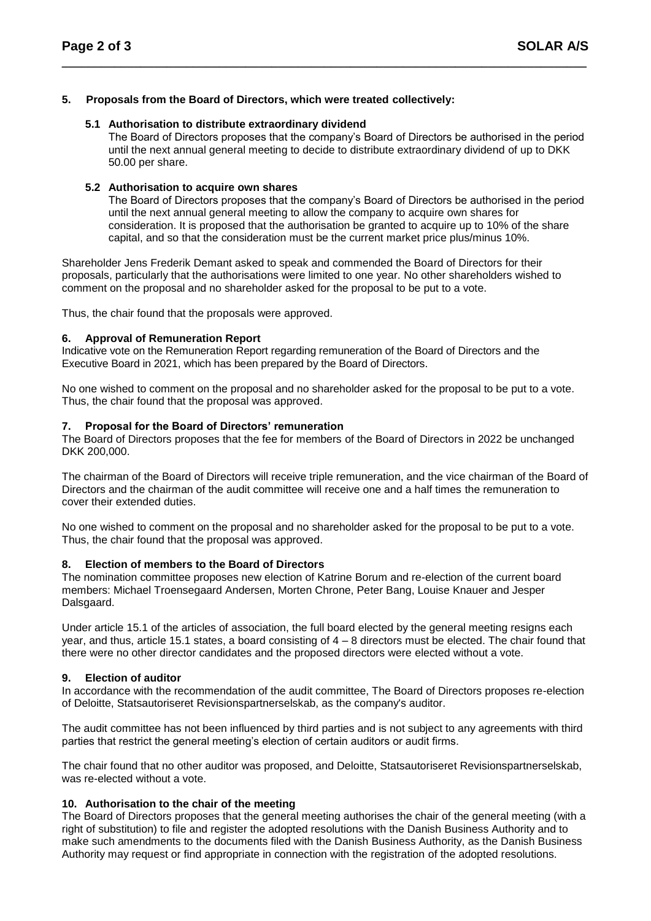### 5. Proposals from the Board of Directors, which were treated collectively:

#### 5.1 Authorisation to distribute extraordinary dividend

The Board of Directors proposes that the company's Board of Directors be authorised in the period until the next annual general meeting to decide to distribute extraordinary dividend of up to DKK 50.00 per share.

#### 5.2 Authorisation to acquire own shares

The Board of Directors proposes that the company's Board of Directors be authorised in the period until the next annual general meeting to allow the company to acquire own shares for consideration. It is proposed that the authorisation be granted to acquire up to 10% of the share capital, and so that the consideration must be the current market price plus/minus 10%.

Shareholder Jens Frederik Demant asked to speak and commended the Board of Directors for their proposals, particularly that the authorisations were limited to one year. No other shareholders wished to comment on the proposal and no shareholder asked for the proposal to be put to a vote.

Thus, the chair found that the proposals were approved.

### 6. Approval of Remuneration Report

Indicative vote on the Remuneration Report regarding remuneration of the Board of Directors and the Executive Board in 2021, which has been prepared by the Board of Directors.

No one wished to comment on the proposal and no shareholder asked for the proposal to be put to a vote. Thus, the chair found that the proposal was approved.

### 7. Proposal for the Board of Directors' remuneration

The Board of Directors proposes that the fee for members of the Board of Directors in 2022 be unchanged DKK 200,000.

The chairman of the Board of Directors will receive triple remuneration, and the vice chairman of the Board of Directors and the chairman of the audit committee will receive one and a half times the remuneration to cover their extended duties.

No one wished to comment on the proposal and no shareholder asked for the proposal to be put to a vote. Thus, the chair found that the proposal was approved.

### 8. Election of members to the Board of Directors

The nomination committee proposes new election of Katrine Borum and re-election of the current board members: Michael Troensegaard Andersen, Morten Chrone, Peter Bang, Louise Knauer and Jesper Dalsgaard.

Under article 15.1 of the articles of association, the full board elected by the general meeting resigns each year, and thus, article 15.1 states, a board consisting of 4 – 8 directors must be elected. The chair found that there were no other director candidates and the proposed directors were elected without a vote.

### 9. Election of auditor

In accordance with the recommendation of the audit committee, The Board of Directors proposes re-election of Deloitte, Statsautoriseret Revisionspartnerselskab, as the company's auditor.

The audit committee has not been influenced by third parties and is not subject to any agreements with third parties that restrict the general meeting's election of certain auditors or audit firms.

The chair found that no other auditor was proposed, and Deloitte, Statsautoriseret Revisionspartnerselskab, was re-elected without a vote.

### 10. Authorisation to the chair of the meeting

The Board of Directors proposes that the general meeting authorises the chair of the general meeting (with a right of substitution) to file and register the adopted resolutions with the Danish Business Authority and to make such amendments to the documents filed with the Danish Business Authority, as the Danish Business Authority may request or find appropriate in connection with the registration of the adopted resolutions.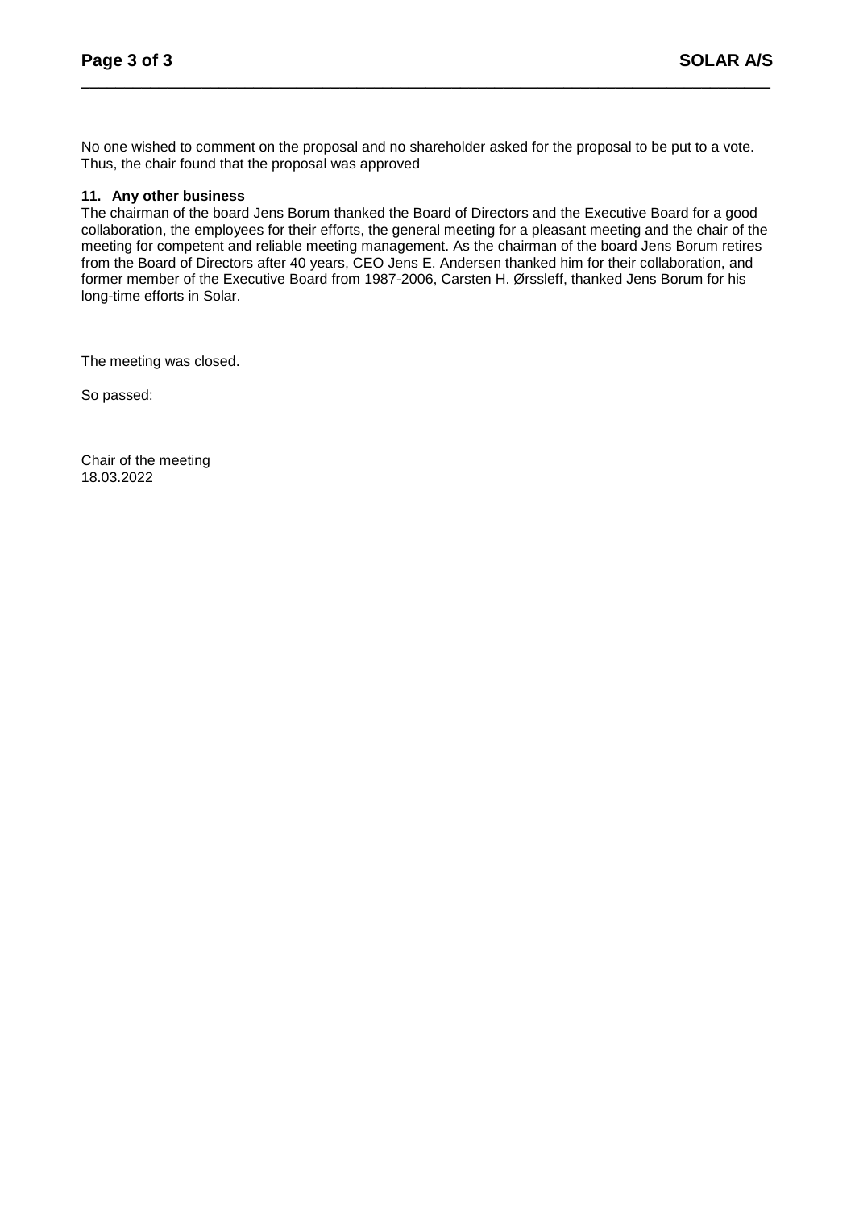No one wished to comment on the proposal and no shareholder asked for the proposal to be put to a vote. Thus, the chair found that the proposal was approved

**11. Any other business**

The chairman of the board Jens Borum thanked the Board of Directors and the Executive Board for a good collaboration, the employees for their efforts, the general meeting for a pleasant meeting and the chair of the meeting for competent and reliable meeting management. As the chairman of the board Jens Borum retires from the Board of Directors after 40 years, CEO Jens E. Andersen thanked him for their collaboration, and former member of the Executive Board from 1987-2006, Carsten H. Ørssleff, thanked Jens Borum for his long-time efforts in Solar.

The meeting was closed.

So passed:

Chair of the meeting
18.03.2022